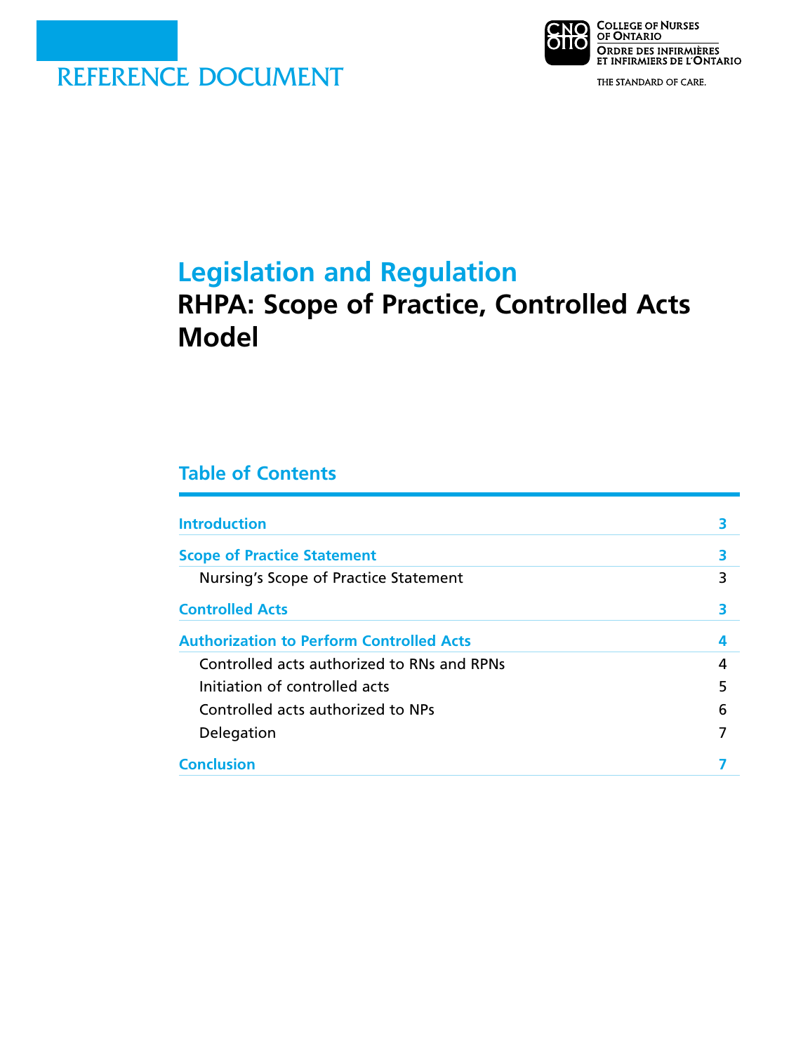REFERENCE DOCUMENT

College of Nurses of Ontario
Ordre des infirmières et infirmiers de l'Ontario

THE STANDARD OF CARE.

# Legislation and Regulation

## RHPA: Scope of Practice, Controlled Acts Model

### Table of Contents

| | |
|---|---|
| **Introduction** | **3** |
| **Scope of Practice Statement** | **3** |
| Nursing's Scope of Practice Statement | 3 |
| **Controlled Acts** | **3** |
| **Authorization to Perform Controlled Acts** | **4** |
| Controlled acts authorized to RNs and RPNs | 4 |
| Initiation of controlled acts | 5 |
| Controlled acts authorized to NPs | 6 |
| Delegation | 7 |
| **Conclusion** | **7** |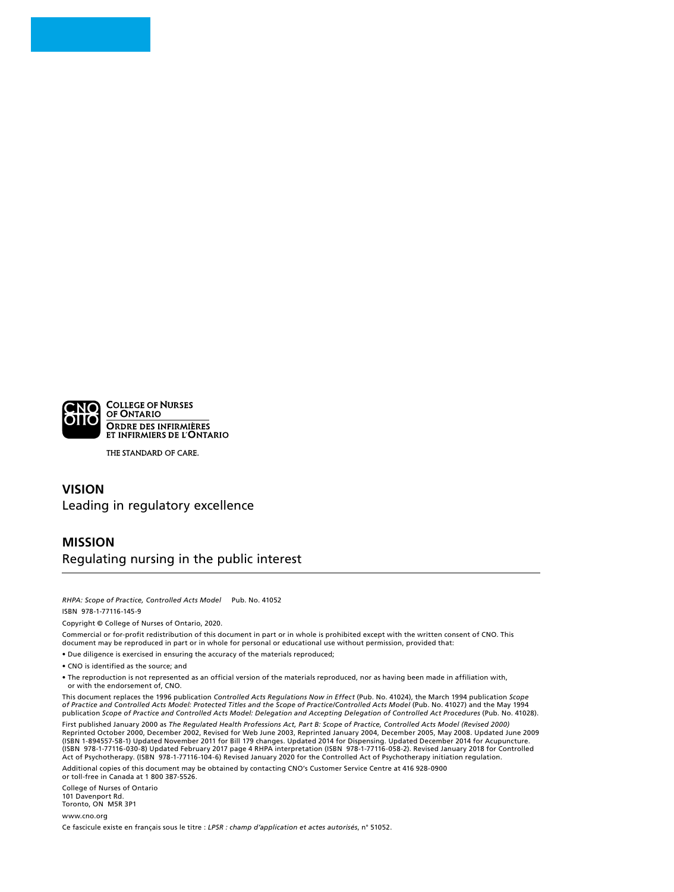COLLEGE OF NURSES OF ONTARIO

ORDRE DES INFIRMIÈRES ET INFIRMIERS DE L'ONTARIO

THE STANDARD OF CARE.

## VISION

Leading in regulatory excellence

## MISSION

Regulating nursing in the public interest

---

*RHPA: Scope of Practice, Controlled Acts Model* Pub. No. 41052

ISBN 978-1-77116-145-9

Copyright © College of Nurses of Ontario, 2020.

Commercial or for-profit redistribution of this document in part or in whole is prohibited except with the written consent of CNO. This document may be reproduced in part or in whole for personal or educational use without permission, provided that:

- Due diligence is exercised in ensuring the accuracy of the materials reproduced;
- CNO is identified as the source; and
- The reproduction is not represented as an official version of the materials reproduced, nor as having been made in affiliation with, or with the endorsement of, CNO.

This document replaces the 1996 publication *Controlled Acts Regulations Now in Effect* (Pub. No. 41024), the March 1994 publication *Scope of Practice and Controlled Acts Model: Protected Titles and the Scope of Practice/Controlled Acts Model* (Pub. No. 41027) and the May 1994 publication *Scope of Practice and Controlled Acts Model: Delegation and Accepting Delegation of Controlled Act Procedures* (Pub. No. 41028).

First published January 2000 as *The Regulated Health Professions Act, Part B: Scope of Practice, Controlled Acts Model (Revised 2000)* Reprinted October 2000, December 2002, Revised for Web June 2003, Reprinted January 2004, December 2005, May 2008. Updated June 2009 (ISBN 1-894557-58-1) Updated November 2011 for Bill 179 changes. Updated 2014 for Dispensing. Updated December 2014 for Acupuncture. (ISBN 978-1-77116-030-8) Updated February 2017 page 4 RHPA interpretation (ISBN 978-1-77116-058-2). Revised January 2018 for Controlled Act of Psychotherapy. (ISBN 978-1-77116-104-6) Revised January 2020 for the Controlled Act of Psychotherapy initiation regulation.

Additional copies of this document may be obtained by contacting CNO's Customer Service Centre at 416 928-0900 or toll-free in Canada at 1 800 387-5526.

College of Nurses of Ontario
101 Davenport Rd.
Toronto, ON M5R 3P1

www.cno.org

Ce fascicule existe en français sous le titre : *LPSR : champ d'application et actes autorisés*, n° 51052.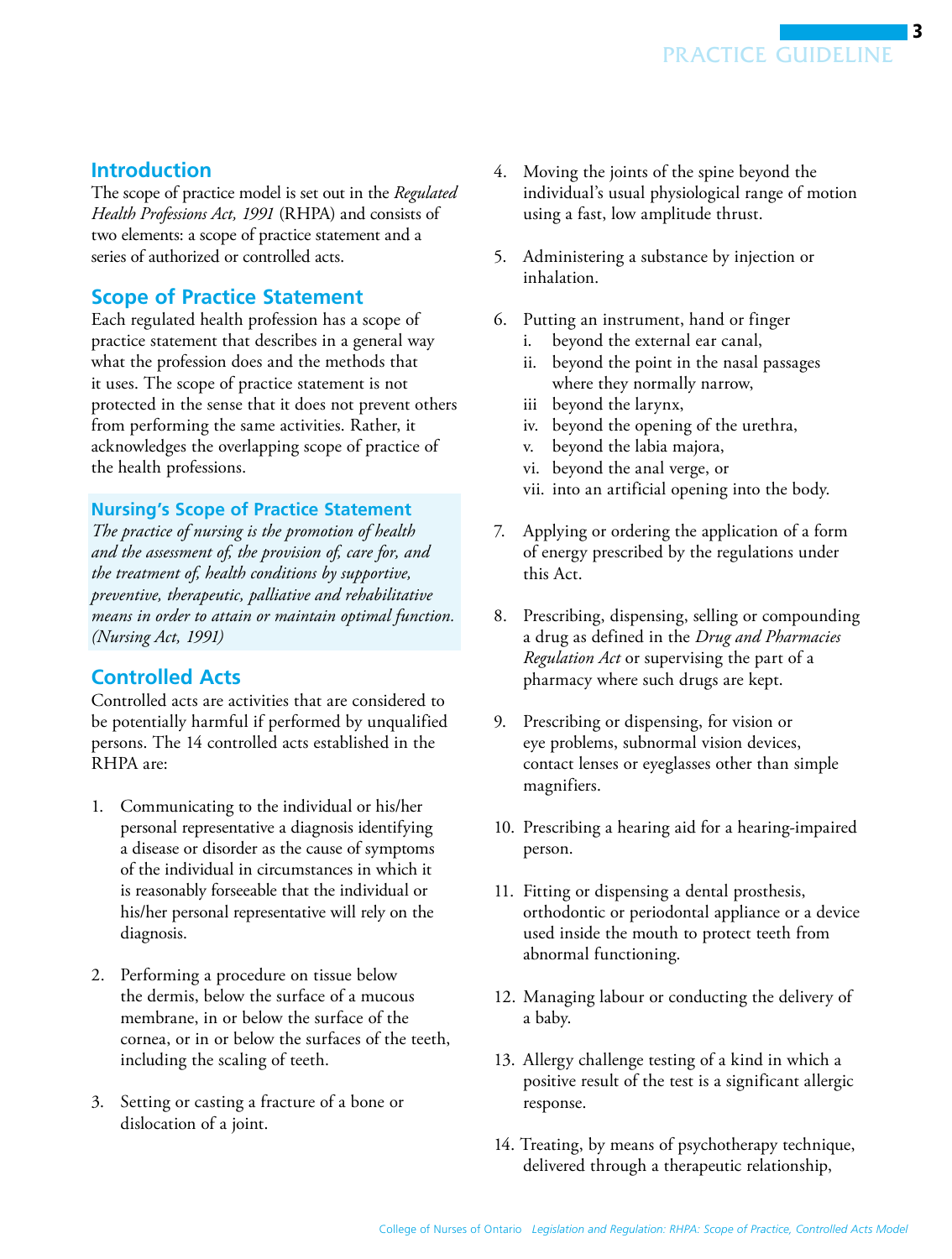## Introduction

The scope of practice model is set out in the *Regulated Health Professions Act, 1991* (RHPA) and consists of two elements: a scope of practice statement and a series of authorized or controlled acts.

## Scope of Practice Statement

Each regulated health profession has a scope of practice statement that describes in a general way what the profession does and the methods that it uses. The scope of practice statement is not protected in the sense that it does not prevent others from performing the same activities. Rather, it acknowledges the overlapping scope of practice of the health professions.

### Nursing's Scope of Practice Statement

*The practice of nursing is the promotion of health and the assessment of, the provision of, care for, and the treatment of, health conditions by supportive, preventive, therapeutic, palliative and rehabilitative means in order to attain or maintain optimal function. (Nursing Act, 1991)*

## Controlled Acts

Controlled acts are activities that are considered to be potentially harmful if performed by unqualified persons. The 14 controlled acts established in the RHPA are:

1. Communicating to the individual or his/her personal representative a diagnosis identifying a disease or disorder as the cause of symptoms of the individual in circumstances in which it is reasonably forseeable that the individual or his/her personal representative will rely on the diagnosis.
2. Performing a procedure on tissue below the dermis, below the surface of a mucous membrane, in or below the surface of the cornea, or in or below the surfaces of the teeth, including the scaling of teeth.
3. Setting or casting a fracture of a bone or dislocation of a joint.
4. Moving the joints of the spine beyond the individual's usual physiological range of motion using a fast, low amplitude thrust.
5. Administering a substance by injection or inhalation.
6. Putting an instrument, hand or finger
   i. beyond the external ear canal,
   ii. beyond the point in the nasal passages where they normally narrow,
   iii beyond the larynx,
   iv. beyond the opening of the urethra,
   v. beyond the labia majora,
   vi. beyond the anal verge, or
   vii. into an artificial opening into the body.
7. Applying or ordering the application of a form of energy prescribed by the regulations under this Act.
8. Prescribing, dispensing, selling or compounding a drug as defined in the *Drug and Pharmacies Regulation Act* or supervising the part of a pharmacy where such drugs are kept.
9. Prescribing or dispensing, for vision or eye problems, subnormal vision devices, contact lenses or eyeglasses other than simple magnifiers.
10. Prescribing a hearing aid for a hearing-impaired person.
11. Fitting or dispensing a dental prosthesis, orthodontic or periodontal appliance or a device used inside the mouth to protect teeth from abnormal functioning.
12. Managing labour or conducting the delivery of a baby.
13. Allergy challenge testing of a kind in which a positive result of the test is a significant allergic response.
14. Treating, by means of psychotherapy technique, delivered through a therapeutic relationship,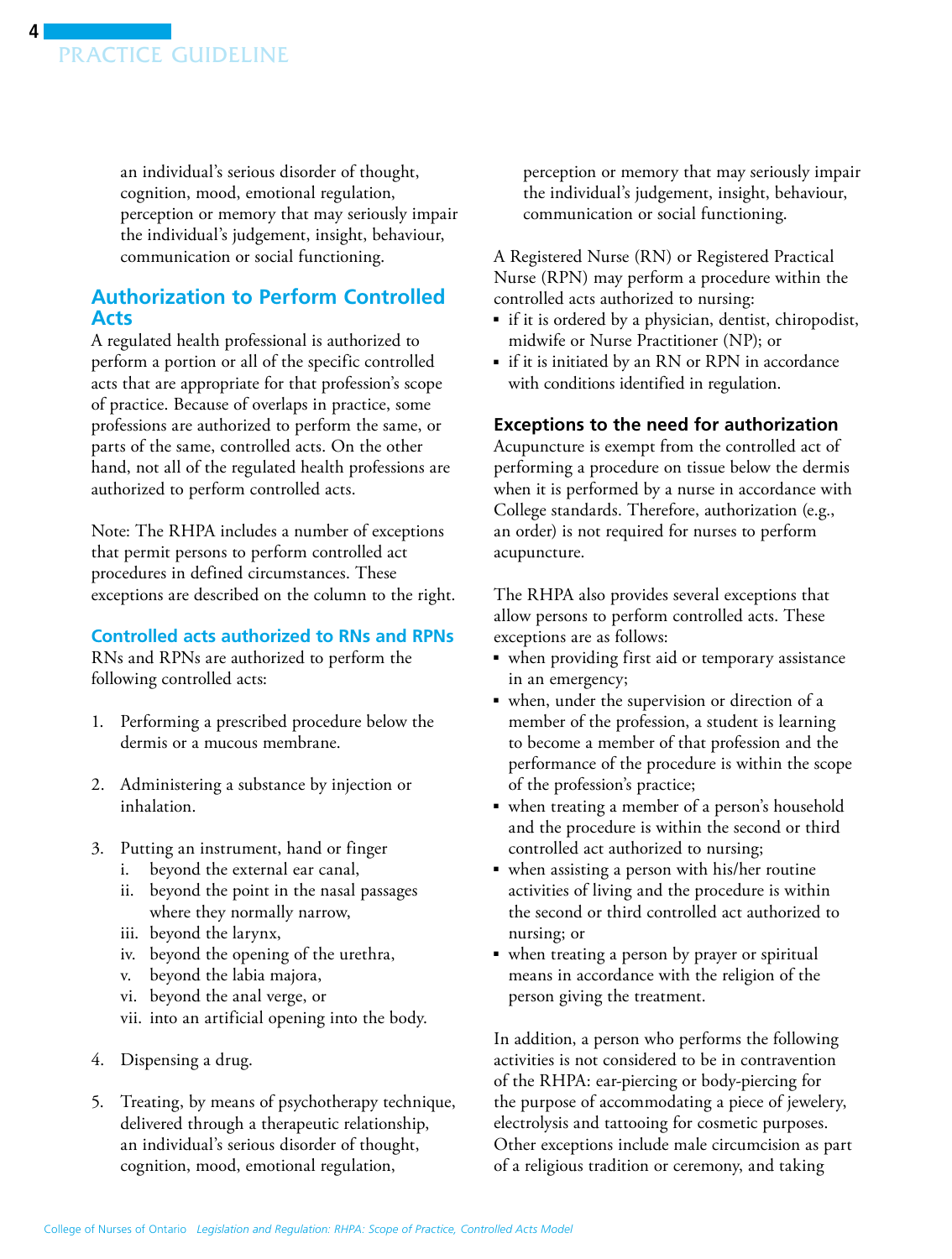an individual's serious disorder of thought, cognition, mood, emotional regulation, perception or memory that may seriously impair the individual's judgement, insight, behaviour, communication or social functioning.

## Authorization to Perform Controlled Acts

A regulated health professional is authorized to perform a portion or all of the specific controlled acts that are appropriate for that profession's scope of practice. Because of overlaps in practice, some professions are authorized to perform the same, or parts of the same, controlled acts. On the other hand, not all of the regulated health professions are authorized to perform controlled acts.

Note: The RHPA includes a number of exceptions that permit persons to perform controlled act procedures in defined circumstances. These exceptions are described on the column to the right.

### Controlled acts authorized to RNs and RPNs

RNs and RPNs are authorized to perform the following controlled acts:

1. Performing a prescribed procedure below the dermis or a mucous membrane.
2. Administering a substance by injection or inhalation.
3. Putting an instrument, hand or finger
   i. beyond the external ear canal,
   ii. beyond the point in the nasal passages where they normally narrow,
   iii. beyond the larynx,
   iv. beyond the opening of the urethra,
   v. beyond the labia majora,
   vi. beyond the anal verge, or
   vii. into an artificial opening into the body.
4. Dispensing a drug.
5. Treating, by means of psychotherapy technique, delivered through a therapeutic relationship, an individual's serious disorder of thought, cognition, mood, emotional regulation, perception or memory that may seriously impair the individual's judgement, insight, behaviour, communication or social functioning.

A Registered Nurse (RN) or Registered Practical Nurse (RPN) may perform a procedure within the controlled acts authorized to nursing:

- if it is ordered by a physician, dentist, chiropodist, midwife or Nurse Practitioner (NP); or
- if it is initiated by an RN or RPN in accordance with conditions identified in regulation.

### Exceptions to the need for authorization

Acupuncture is exempt from the controlled act of performing a procedure on tissue below the dermis when it is performed by a nurse in accordance with College standards. Therefore, authorization (e.g., an order) is not required for nurses to perform acupuncture.

The RHPA also provides several exceptions that allow persons to perform controlled acts. These exceptions are as follows:

- when providing first aid or temporary assistance in an emergency;
- when, under the supervision or direction of a member of the profession, a student is learning to become a member of that profession and the performance of the procedure is within the scope of the profession's practice;
- when treating a member of a person's household and the procedure is within the second or third controlled act authorized to nursing;
- when assisting a person with his/her routine activities of living and the procedure is within the second or third controlled act authorized to nursing; or
- when treating a person by prayer or spiritual means in accordance with the religion of the person giving the treatment.

In addition, a person who performs the following activities is not considered to be in contravention of the RHPA: ear-piercing or body-piercing for the purpose of accommodating a piece of jewelery, electrolysis and tattooing for cosmetic purposes. Other exceptions include male circumcision as part of a religious tradition or ceremony, and taking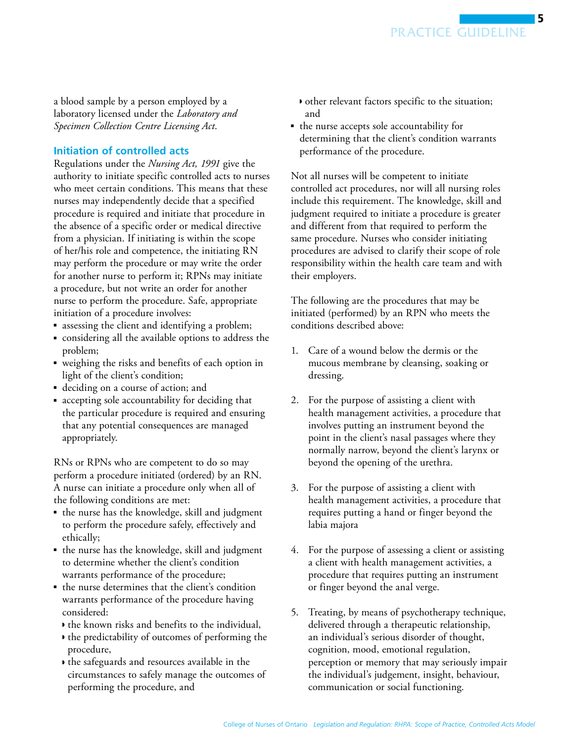a blood sample by a person employed by a laboratory licensed under the *Laboratory and Specimen Collection Centre Licensing Act*.

### Initiation of controlled acts

Regulations under the *Nursing Act, 1991* give the authority to initiate specific controlled acts to nurses who meet certain conditions. This means that these nurses may independently decide that a specified procedure is required and initiate that procedure in the absence of a specific order or medical directive from a physician. If initiating is within the scope of her/his role and competence, the initiating RN may perform the procedure or may write the order for another nurse to perform it; RPNs may initiate a procedure, but not write an order for another nurse to perform the procedure. Safe, appropriate initiation of a procedure involves:

- assessing the client and identifying a problem;
- considering all the available options to address the problem;
- weighing the risks and benefits of each option in light of the client's condition;
- deciding on a course of action; and
- accepting sole accountability for deciding that the particular procedure is required and ensuring that any potential consequences are managed appropriately.

RNs or RPNs who are competent to do so may perform a procedure initiated (ordered) by an RN. A nurse can initiate a procedure only when all of the following conditions are met:

- the nurse has the knowledge, skill and judgment to perform the procedure safely, effectively and ethically;
- the nurse has the knowledge, skill and judgment to determine whether the client's condition warrants performance of the procedure;
- the nurse determines that the client's condition warrants performance of the procedure having considered:
  - the known risks and benefits to the individual,
  - the predictability of outcomes of performing the procedure,
  - the safeguards and resources available in the circumstances to safely manage the outcomes of performing the procedure, and
  - other relevant factors specific to the situation; and
- the nurse accepts sole accountability for determining that the client's condition warrants performance of the procedure.

Not all nurses will be competent to initiate controlled act procedures, nor will all nursing roles include this requirement. The knowledge, skill and judgment required to initiate a procedure is greater and different from that required to perform the same procedure. Nurses who consider initiating procedures are advised to clarify their scope of role responsibility within the health care team and with their employers.

The following are the procedures that may be initiated (performed) by an RPN who meets the conditions described above:

1. Care of a wound below the dermis or the mucous membrane by cleansing, soaking or dressing.

2. For the purpose of assisting a client with health management activities, a procedure that involves putting an instrument beyond the point in the client's nasal passages where they normally narrow, beyond the client's larynx or beyond the opening of the urethra.

3. For the purpose of assisting a client with health management activities, a procedure that requires putting a hand or finger beyond the labia majora

4. For the purpose of assessing a client or assisting a client with health management activities, a procedure that requires putting an instrument or finger beyond the anal verge.

5. Treating, by means of psychotherapy technique, delivered through a therapeutic relationship, an individual's serious disorder of thought, cognition, mood, emotional regulation, perception or memory that may seriously impair the individual's judgement, insight, behaviour, communication or social functioning.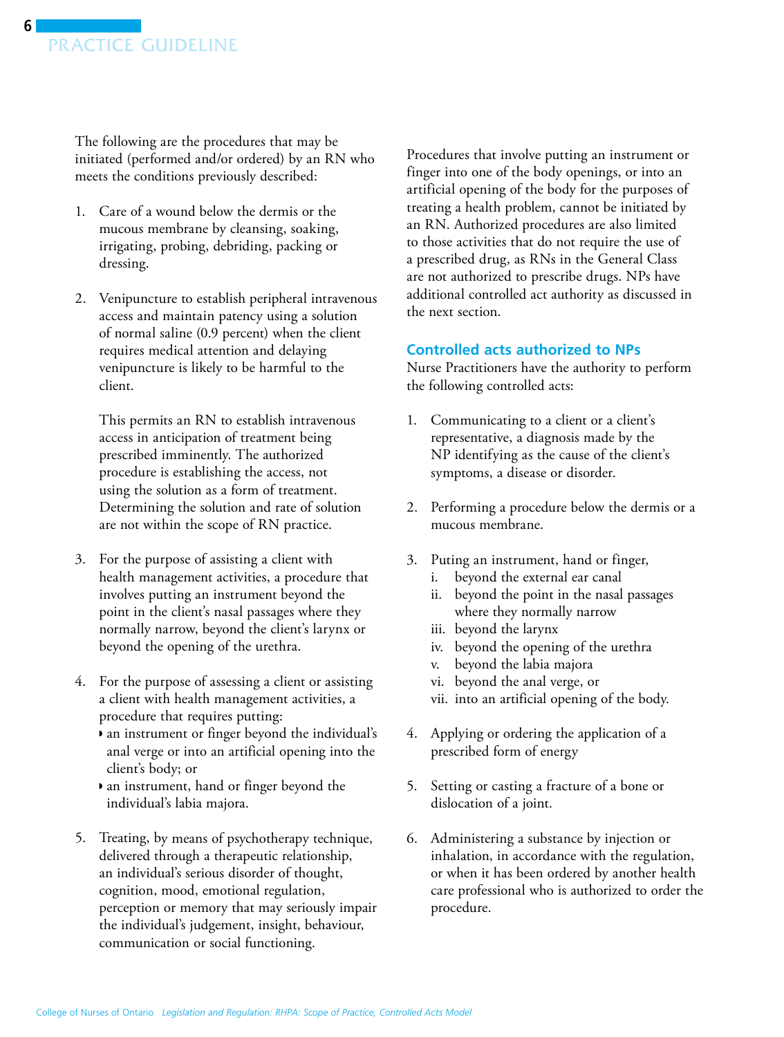The following are the procedures that may be initiated (performed and/or ordered) by an RN who meets the conditions previously described:

1. Care of a wound below the dermis or the mucous membrane by cleansing, soaking, irrigating, probing, debriding, packing or dressing.

2. Venipuncture to establish peripheral intravenous access and maintain patency using a solution of normal saline (0.9 percent) when the client requires medical attention and delaying venipuncture is likely to be harmful to the client.

   This permits an RN to establish intravenous access in anticipation of treatment being prescribed imminently. The authorized procedure is establishing the access, not using the solution as a form of treatment. Determining the solution and rate of solution are not within the scope of RN practice.

3. For the purpose of assisting a client with health management activities, a procedure that involves putting an instrument beyond the point in the client's nasal passages where they normally narrow, beyond the client's larynx or beyond the opening of the urethra.

4. For the purpose of assessing a client or assisting a client with health management activities, a procedure that requires putting:
   - an instrument or finger beyond the individual's anal verge or into an artificial opening into the client's body; or
   - an instrument, hand or finger beyond the individual's labia majora.

5. Treating, by means of psychotherapy technique, delivered through a therapeutic relationship, an individual's serious disorder of thought, cognition, mood, emotional regulation, perception or memory that may seriously impair the individual's judgement, insight, behaviour, communication or social functioning.

Procedures that involve putting an instrument or finger into one of the body openings, or into an artificial opening of the body for the purposes of treating a health problem, cannot be initiated by an RN. Authorized procedures are also limited to those activities that do not require the use of a prescribed drug, as RNs in the General Class are not authorized to prescribe drugs. NPs have additional controlled act authority as discussed in the next section.

## Controlled acts authorized to NPs

Nurse Practitioners have the authority to perform the following controlled acts:

1. Communicating to a client or a client's representative, a diagnosis made by the NP identifying as the cause of the client's symptoms, a disease or disorder.

2. Performing a procedure below the dermis or a mucous membrane.

3. Puting an instrument, hand or finger,
   i. beyond the external ear canal
   ii. beyond the point in the nasal passages where they normally narrow
   iii. beyond the larynx
   iv. beyond the opening of the urethra
   v. beyond the labia majora
   vi. beyond the anal verge, or
   vii. into an artificial opening of the body.

4. Applying or ordering the application of a prescribed form of energy

5. Setting or casting a fracture of a bone or dislocation of a joint.

6. Administering a substance by injection or inhalation, in accordance with the regulation, or when it has been ordered by another health care professional who is authorized to order the procedure.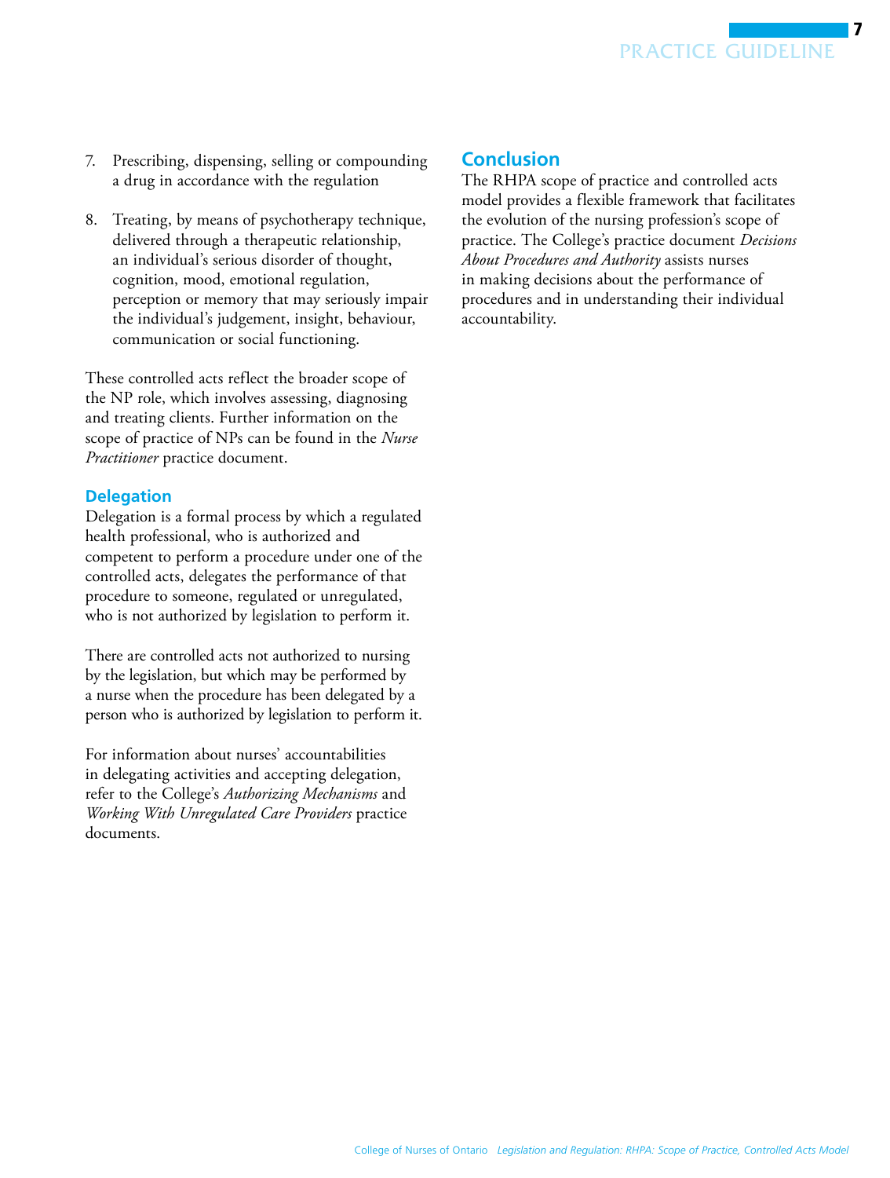7. Prescribing, dispensing, selling or compounding a drug in accordance with the regulation

8. Treating, by means of psychotherapy technique, delivered through a therapeutic relationship, an individual's serious disorder of thought, cognition, mood, emotional regulation, perception or memory that may seriously impair the individual's judgement, insight, behaviour, communication or social functioning.

These controlled acts reflect the broader scope of the NP role, which involves assessing, diagnosing and treating clients. Further information on the scope of practice of NPs can be found in the *Nurse Practitioner* practice document.

### Delegation

Delegation is a formal process by which a regulated health professional, who is authorized and competent to perform a procedure under one of the controlled acts, delegates the performance of that procedure to someone, regulated or unregulated, who is not authorized by legislation to perform it.

There are controlled acts not authorized to nursing by the legislation, but which may be performed by a nurse when the procedure has been delegated by a person who is authorized by legislation to perform it.

For information about nurses' accountabilities in delegating activities and accepting delegation, refer to the College's *Authorizing Mechanisms* and *Working With Unregulated Care Providers* practice documents.

## Conclusion

The RHPA scope of practice and controlled acts model provides a flexible framework that facilitates the evolution of the nursing profession's scope of practice. The College's practice document *Decisions About Procedures and Authority* assists nurses in making decisions about the performance of procedures and in understanding their individual accountability.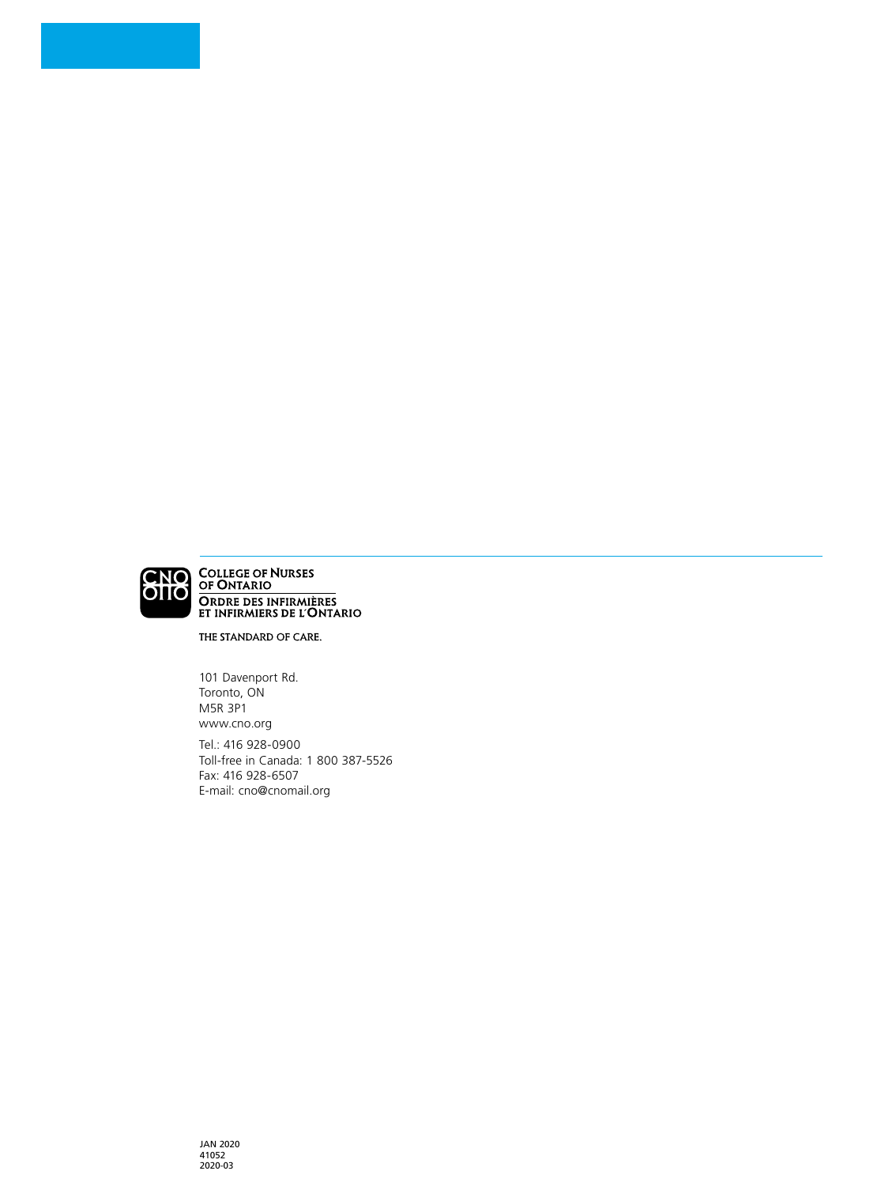College of Nurses of Ontario
Ordre des infirmières et infirmiers de l'Ontario

THE STANDARD OF CARE.

101 Davenport Rd.
Toronto, ON
M5R 3P1
www.cno.org

Tel.: 416 928-0900
Toll-free in Canada: 1 800 387-5526
Fax: 416 928-6507
E-mail: cno@cnomail.org

JAN 2020
41052
2020-03